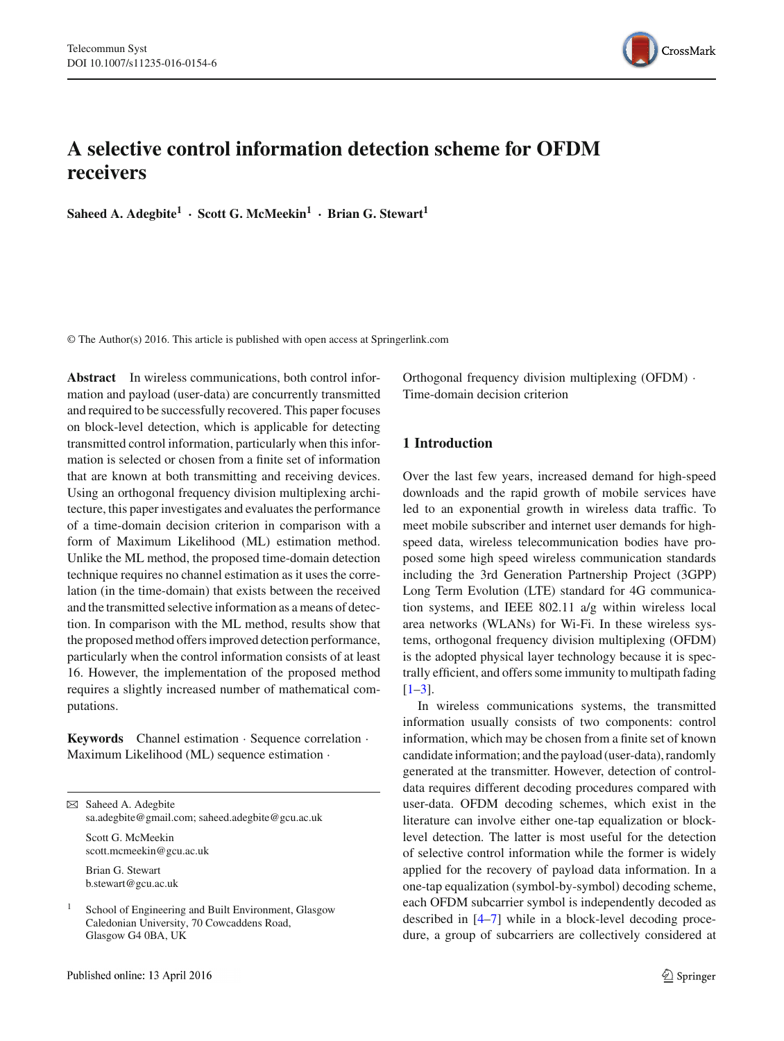# A selective control information detection scheme for OFDM receivers

**Saheed A. Adegbite[1] · Scott G. McMeekin[1] · Brian G. Stewart[1]**

© The Author(s) 2016. This article is published with open access at Springerlink.com

**Abstract** In wireless communications, both control information and payload (user-data) are concurrently transmitted and required to be successfully recovered. This paper focuses on block-level detection, which is applicable for detecting transmitted control information, particularly when this information is selected or chosen from a finite set of information that are known at both transmitting and receiving devices. Using an orthogonal frequency division multiplexing architecture, this paper investigates and evaluates the performance of a time-domain decision criterion in comparison with a form of Maximum Likelihood (ML) estimation method. Unlike the ML method, the proposed time-domain detection technique requires no channel estimation as it uses the correlation (in the time-domain) that exists between the received and the transmitted selective information as a means of detection. In comparison with the ML method, results show that the proposed method offers improved detection performance, particularly when the control information consists of at least 16. However, the implementation of the proposed method requires a slightly increased number of mathematical computations.

**Keywords** Channel estimation · Sequence correlation · Maximum Likelihood (ML) sequence estimation · Orthogonal frequency division multiplexing (OFDM) · Time-domain decision criterion

✉ Saheed A. Adegbite
sa.adegbite@gmail.com; saheed.adegbite@gcu.ac.uk

Scott G. McMeekin
scott.mcmeekin@gcu.ac.uk

Brian G. Stewart
b.stewart@gcu.ac.uk

[1] School of Engineering and Built Environment, Glasgow Caledonian University, 70 Cowcaddens Road, Glasgow G4 0BA, UK

## 1 Introduction

Over the last few years, increased demand for high-speed downloads and the rapid growth of mobile services have led to an exponential growth in wireless data traffic. To meet mobile subscriber and internet user demands for high-speed data, wireless telecommunication bodies have proposed some high speed wireless communication standards including the 3rd Generation Partnership Project (3GPP) Long Term Evolution (LTE) standard for 4G communication systems, and IEEE 802.11 a/g within wireless local area networks (WLANs) for Wi-Fi. In these wireless systems, orthogonal frequency division multiplexing (OFDM) is the adopted physical layer technology because it is spectrally efficient, and offers some immunity to multipath fading [1–3].

In wireless communications systems, the transmitted information usually consists of two components: control information, which may be chosen from a finite set of known candidate information; and the payload (user-data), randomly generated at the transmitter. However, detection of control-data requires different decoding procedures compared with user-data. OFDM decoding schemes, which exist in the literature can involve either one-tap equalization or block-level detection. The latter is most useful for the detection of selective control information while the former is widely applied for the recovery of payload data information. In a one-tap equalization (symbol-by-symbol) decoding scheme, each OFDM subcarrier symbol is independently decoded as described in [4–7] while in a block-level decoding procedure, a group of subcarriers are collectively considered at

Published online: 13 April 2016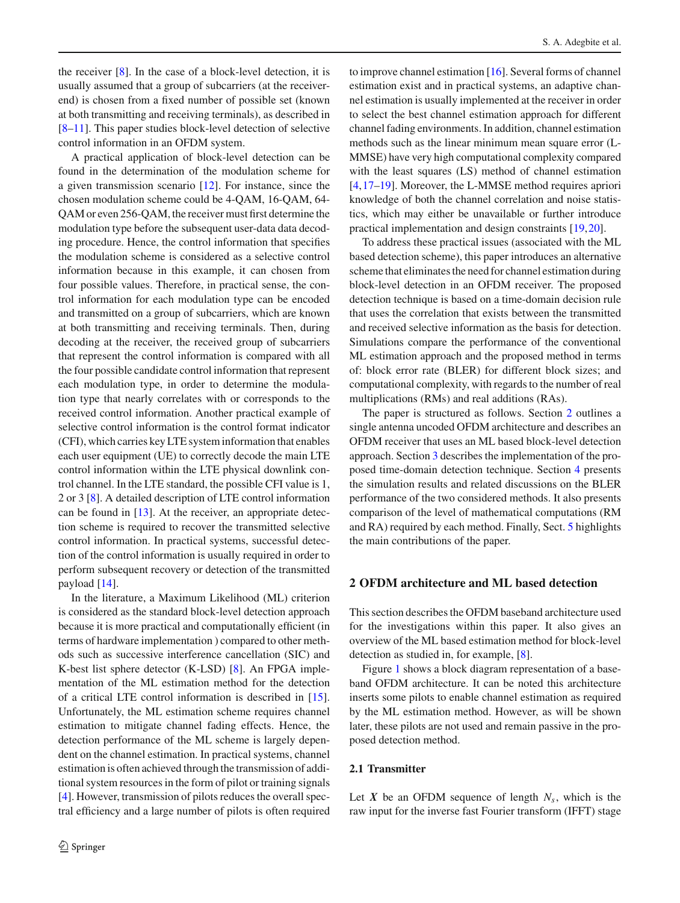the receiver [8]. In the case of a block-level detection, it is usually assumed that a group of subcarriers (at the receiver-end) is chosen from a fixed number of possible set (known at both transmitting and receiving terminals), as described in [8–11]. This paper studies block-level detection of selective control information in an OFDM system.

A practical application of block-level detection can be found in the determination of the modulation scheme for a given transmission scenario [12]. For instance, since the chosen modulation scheme could be 4-QAM, 16-QAM, 64-QAM or even 256-QAM, the receiver must first determine the modulation type before the subsequent user-data data decoding procedure. Hence, the control information that specifies the modulation scheme is considered as a selective control information because in this example, it can chosen from four possible values. Therefore, in practical sense, the control information for each modulation type can be encoded and transmitted on a group of subcarriers, which are known at both transmitting and receiving terminals. Then, during decoding at the receiver, the received group of subcarriers that represent the control information is compared with all the four possible candidate control information that represent each modulation type, in order to determine the modulation type that nearly correlates with or corresponds to the received control information. Another practical example of selective control information is the control format indicator (CFI), which carries key LTE system information that enables each user equipment (UE) to correctly decode the main LTE control information within the LTE physical downlink control channel. In the LTE standard, the possible CFI value is 1, 2 or 3 [8]. A detailed description of LTE control information can be found in [13]. At the receiver, an appropriate detection scheme is required to recover the transmitted selective control information. In practical systems, successful detection of the control information is usually required in order to perform subsequent recovery or detection of the transmitted payload [14].

In the literature, a Maximum Likelihood (ML) criterion is considered as the standard block-level detection approach because it is more practical and computationally efficient (in terms of hardware implementation ) compared to other methods such as successive interference cancellation (SIC) and K-best list sphere detector (K-LSD) [8]. An FPGA implementation of the ML estimation method for the detection of a critical LTE control information is described in [15]. Unfortunately, the ML estimation scheme requires channel estimation to mitigate channel fading effects. Hence, the detection performance of the ML scheme is largely dependent on the channel estimation. In practical systems, channel estimation is often achieved through the transmission of additional system resources in the form of pilot or training signals [4]. However, transmission of pilots reduces the overall spectral efficiency and a large number of pilots is often required to improve channel estimation [16]. Several forms of channel estimation exist and in practical systems, an adaptive channel estimation is usually implemented at the receiver in order to select the best channel estimation approach for different channel fading environments. In addition, channel estimation methods such as the linear minimum mean square error (L-MMSE) have very high computational complexity compared with the least squares (LS) method of channel estimation [4,17–19]. Moreover, the L-MMSE method requires apriori knowledge of both the channel correlation and noise statistics, which may either be unavailable or further introduce practical implementation and design constraints [19,20].

To address these practical issues (associated with the ML based detection scheme), this paper introduces an alternative scheme that eliminates the need for channel estimation during block-level detection in an OFDM receiver. The proposed detection technique is based on a time-domain decision rule that uses the correlation that exists between the transmitted and received selective information as the basis for detection. Simulations compare the performance of the conventional ML estimation approach and the proposed method in terms of: block error rate (BLER) for different block sizes; and computational complexity, with regards to the number of real multiplications (RMs) and real additions (RAs).

The paper is structured as follows. Section 2 outlines a single antenna uncoded OFDM architecture and describes an OFDM receiver that uses an ML based block-level detection approach. Section 3 describes the implementation of the proposed time-domain detection technique. Section 4 presents the simulation results and related discussions on the BLER performance of the two considered methods. It also presents comparison of the level of mathematical computations (RM and RA) required by each method. Finally, Sect. 5 highlights the main contributions of the paper.

## 2 OFDM architecture and ML based detection

This section describes the OFDM baseband architecture used for the investigations within this paper. It also gives an overview of the ML based estimation method for block-level detection as studied in, for example, [8].

Figure 1 shows a block diagram representation of a baseband OFDM architecture. It can be noted this architecture inserts some pilots to enable channel estimation as required by the ML estimation method. However, as will be shown later, these pilots are not used and remain passive in the proposed detection method.

### 2.1 Transmitter

Let $\boldsymbol{X}$ be an OFDM sequence of length $N_s$, which is the raw input for the inverse fast Fourier transform (IFFT) stage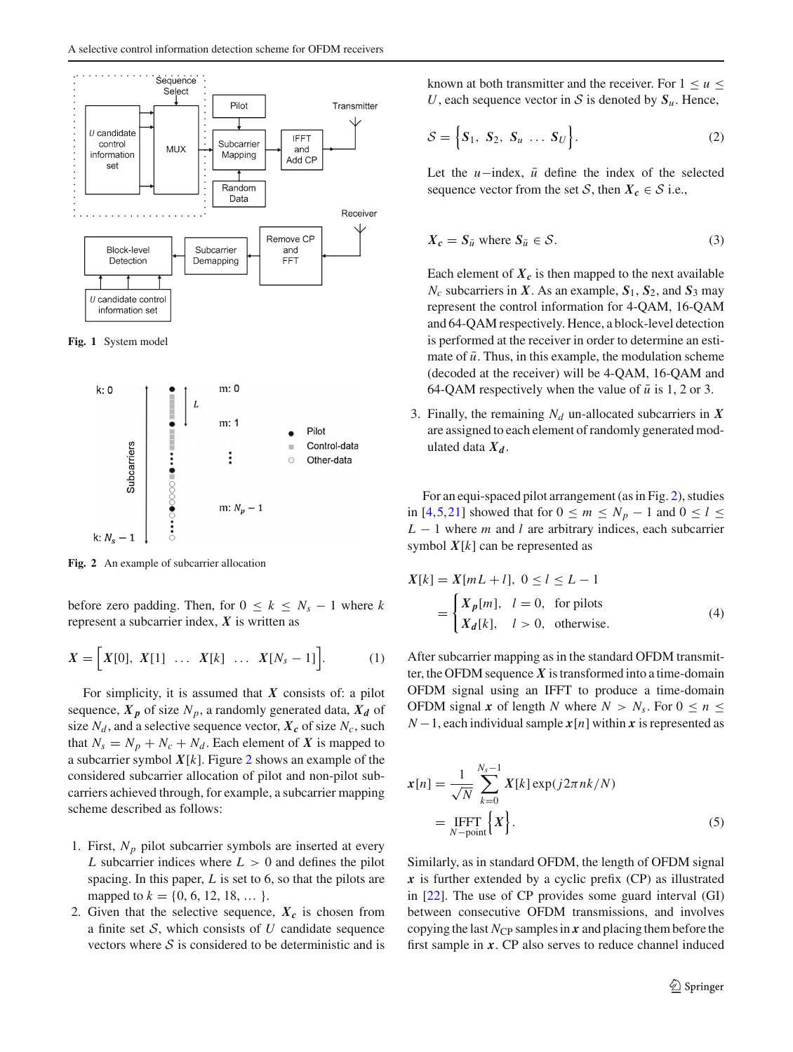Fig. 1 System model

Fig. 2 An example of subcarrier allocation

before zero padding. Then, for $0 \leq k \leq N_s - 1$ where $k$ represent a subcarrier index, $\boldsymbol{X}$ is written as

$$\boldsymbol{X} = \Big[\boldsymbol{X}[0],\ \boldsymbol{X}[1]\ \ldots\ \boldsymbol{X}[k]\ \ldots\ \boldsymbol{X}[N_s - 1]\Big]. \tag{1}$$

For simplicity, it is assumed that $\boldsymbol{X}$ consists of: a pilot sequence, $\boldsymbol{X_p}$ of size $N_p$, a randomly generated data, $\boldsymbol{X_d}$ of size $N_d$, and a selective sequence vector, $\boldsymbol{X_c}$ of size $N_c$, such that $N_s = N_p + N_c + N_d$. Each element of $\boldsymbol{X}$ is mapped to a subcarrier symbol $\boldsymbol{X}[k]$. Figure 2 shows an example of the considered subcarrier allocation of pilot and non-pilot subcarriers achieved through, for example, a subcarrier mapping scheme described as follows:

1. First, $N_p$ pilot subcarrier symbols are inserted at every $L$ subcarrier indices where $L > 0$ and defines the pilot spacing. In this paper, $L$ is set to 6, so that the pilots are mapped to $k = \{0, 6, 12, 18, \ldots\}$.
2. Given that the selective sequence, $\boldsymbol{X_c}$ is chosen from a finite set $\mathcal{S}$, which consists of $U$ candidate sequence vectors where $\mathcal{S}$ is considered to be deterministic and is known at both transmitter and the receiver. For $1 \leq u \leq U$, each sequence vector in $\mathcal{S}$ is denoted by $\boldsymbol{S}_u$. Hence,

$$\mathcal{S} = \Big\{\boldsymbol{S}_1,\ \boldsymbol{S}_2,\ \boldsymbol{S}_u\ \ldots\ \boldsymbol{S}_U\Big\}. \tag{2}$$

   Let the $u-$index, $\bar{u}$ define the index of the selected sequence vector from the set $\mathcal{S}$, then $\boldsymbol{X_c} \in \mathcal{S}$ i.e.,

$$\boldsymbol{X_c} = \boldsymbol{S}_{\bar{u}} \text{ where } \boldsymbol{S}_{\bar{u}} \in \mathcal{S}. \tag{3}$$

   Each element of $\boldsymbol{X_c}$ is then mapped to the next available $N_c$ subcarriers in $\boldsymbol{X}$. As an example, $\boldsymbol{S}_1$, $\boldsymbol{S}_2$, and $\boldsymbol{S}_3$ may represent the control information for 4-QAM, 16-QAM and 64-QAM respectively. Hence, a block-level detection is performed at the receiver in order to determine an estimate of $\bar{u}$. Thus, in this example, the modulation scheme (decoded at the receiver) will be 4-QAM, 16-QAM and 64-QAM respectively when the value of $\bar{u}$ is 1, 2 or 3.
3. Finally, the remaining $N_d$ un-allocated subcarriers in $\boldsymbol{X}$ are assigned to each element of randomly generated modulated data $\boldsymbol{X_d}$.

For an equi-spaced pilot arrangement (as in Fig. 2), studies in [4,5,21] showed that for $0 \leq m \leq N_p - 1$ and $0 \leq l \leq L - 1$ where $m$ and $l$ are arbitrary indices, each subcarrier symbol $\boldsymbol{X}[k]$ can be represented as

$$\begin{aligned}\boldsymbol{X}[k] &= \boldsymbol{X}[mL + l],\ 0 \leq l \leq L - 1 \\ &= \begin{cases} \boldsymbol{X_p}[m], & l = 0, \quad \text{for pilots} \\ \boldsymbol{X_d}[k], & l > 0, \quad \text{otherwise.} \end{cases}\end{aligned} \tag{4}$$

After subcarrier mapping as in the standard OFDM transmitter, the OFDM sequence $\boldsymbol{X}$ is transformed into a time-domain OFDM signal using an IFFT to produce a time-domain OFDM signal $\boldsymbol{x}$ of length $N$ where $N > N_s$. For $0 \leq n \leq N-1$, each individual sample $\boldsymbol{x}[n]$ within $\boldsymbol{x}$ is represented as

$$\begin{aligned}\boldsymbol{x}[n] &= \frac{1}{\sqrt{N}} \sum_{k=0}^{N_s-1} \boldsymbol{X}[k] \exp(j2\pi nk/N) \\ &= \underset{N-\text{point}}{\text{IFFT}} \Big\{\boldsymbol{X}\Big\}.\end{aligned} \tag{5}$$

Similarly, as in standard OFDM, the length of OFDM signal $\boldsymbol{x}$ is further extended by a cyclic prefix (CP) as illustrated in [22]. The use of CP provides some guard interval (GI) between consecutive OFDM transmissions, and involves copying the last $N_{\text{CP}}$ samples in $\boldsymbol{x}$ and placing them before the first sample in $\boldsymbol{x}$. CP also serves to reduce channel induced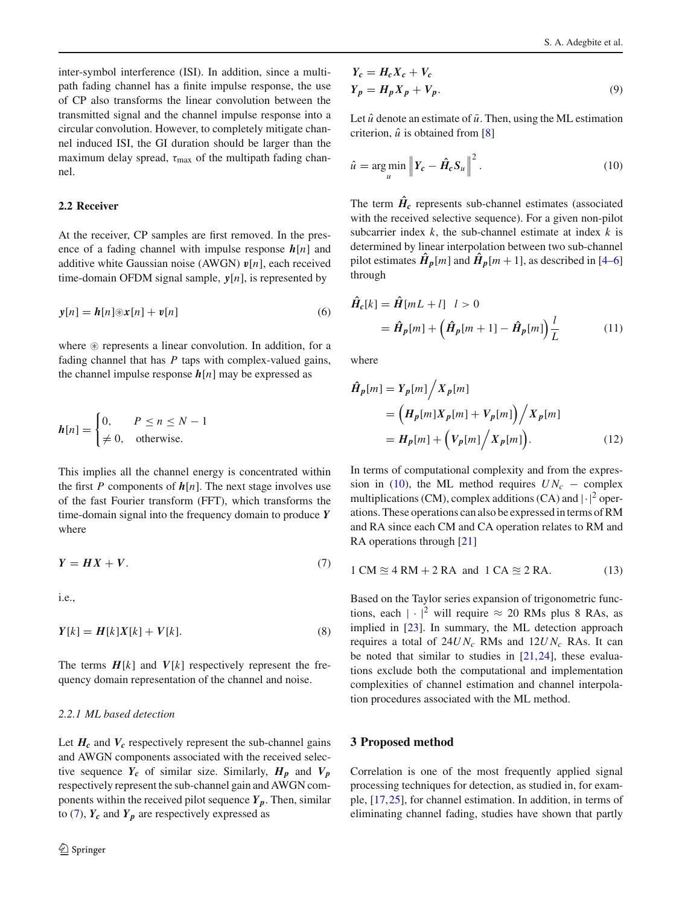inter-symbol interference (ISI). In addition, since a multipath fading channel has a finite impulse response, the use of CP also transforms the linear convolution between the transmitted signal and the channel impulse response into a circular convolution. However, to completely mitigate channel induced ISI, the GI duration should be larger than the maximum delay spread, $\tau_{\max}$ of the multipath fading channel.

### 2.2 Receiver

At the receiver, CP samples are first removed. In the presence of a fading channel with impulse response $\boldsymbol{h}[n]$ and additive white Gaussian noise (AWGN) $\boldsymbol{v}[n]$, each received time-domain OFDM signal sample, $\boldsymbol{y}[n]$, is represented by

$$\boldsymbol{y}[n] = \boldsymbol{h}[n] \circledast \boldsymbol{x}[n] + \boldsymbol{v}[n] \tag{6}$$

where $\circledast$ represents a linear convolution. In addition, for a fading channel that has $P$ taps with complex-valued gains, the channel impulse response $\boldsymbol{h}[n]$ may be expressed as

$$\boldsymbol{h}[n] = \begin{cases} 0, & P \leq n \leq N-1 \\ \neq 0, & \text{otherwise.} \end{cases}$$

This implies all the channel energy is concentrated within the first $P$ components of $\boldsymbol{h}[n]$. The next stage involves use of the fast Fourier transform (FFT), which transforms the time-domain signal into the frequency domain to produce $\boldsymbol{Y}$ where

$$\boldsymbol{Y} = \boldsymbol{H}\boldsymbol{X} + \boldsymbol{V}. \tag{7}$$

i.e.,

$$\boldsymbol{Y}[k] = \boldsymbol{H}[k]\boldsymbol{X}[k] + \boldsymbol{V}[k]. \tag{8}$$

The terms $\boldsymbol{H}[k]$ and $\boldsymbol{V}[k]$ respectively represent the frequency domain representation of the channel and noise.

#### 2.2.1 ML based detection

Let $\boldsymbol{H_c}$ and $\boldsymbol{V_c}$ respectively represent the sub-channel gains and AWGN components associated with the received selective sequence $\boldsymbol{Y_c}$ of similar size. Similarly, $\boldsymbol{H_p}$ and $\boldsymbol{V_p}$ respectively represent the sub-channel gain and AWGN components within the received pilot sequence $\boldsymbol{Y_p}$. Then, similar to (7), $\boldsymbol{Y_c}$ and $\boldsymbol{Y_p}$ are respectively expressed as

$$\begin{aligned} \boldsymbol{Y_c} &= \boldsymbol{H_c}\boldsymbol{X_c} + \boldsymbol{V_c} \\ \boldsymbol{Y_p} &= \boldsymbol{H_p}\boldsymbol{X_p} + \boldsymbol{V_p}. \end{aligned} \tag{9}$$

Let $\hat{u}$ denote an estimate of $\bar{u}$. Then, using the ML estimation criterion, $\hat{u}$ is obtained from [8]

$$\hat{u} = \arg\min_{u} \left\| \boldsymbol{Y_c} - \hat{\boldsymbol{H}}_{\boldsymbol{c}} \boldsymbol{S}_u \right\|^2. \tag{10}$$

The term $\hat{\boldsymbol{H}}_{\boldsymbol{c}}$ represents sub-channel estimates (associated with the received selective sequence). For a given non-pilot subcarrier index $k$, the sub-channel estimate at index $k$ is determined by linear interpolation between two sub-channel pilot estimates $\hat{\boldsymbol{H}}_{\boldsymbol{p}}[m]$ and $\hat{\boldsymbol{H}}_{\boldsymbol{p}}[m+1]$, as described in [4–6] through

$$\begin{aligned} \hat{\boldsymbol{H}}_{\boldsymbol{c}}[k] &= \hat{\boldsymbol{H}}[mL + l] \quad l > 0 \\ &= \hat{\boldsymbol{H}}_{\boldsymbol{p}}[m] + \left( \hat{\boldsymbol{H}}_{\boldsymbol{p}}[m+1] - \hat{\boldsymbol{H}}_{\boldsymbol{p}}[m] \right) \frac{l}{L} \end{aligned} \tag{11}$$

where

$$\begin{aligned} \hat{\boldsymbol{H}}_{\boldsymbol{p}}[m] &= \boldsymbol{Y_p}[m] \Big/ \boldsymbol{X_p}[m] \\ &= \left( \boldsymbol{H_p}[m]\boldsymbol{X_p}[m] + \boldsymbol{V_p}[m] \right) \Big/ \boldsymbol{X_p}[m] \\ &= \boldsymbol{H_p}[m] + \left( \boldsymbol{V_p}[m] \Big/ \boldsymbol{X_p}[m] \right). \end{aligned} \tag{12}$$

In terms of computational complexity and from the expression in (10), the ML method requires $UN_c$ – complex multiplications (CM), complex additions (CA) and $|\cdot|^2$ operations. These operations can also be expressed in terms of RM and RA since each CM and CA operation relates to RM and RA operations through [21]

$$1 \text{ CM} \approxeq 4 \text{ RM} + 2 \text{ RA} \quad \text{and} \quad 1 \text{ CA} \approxeq 2 \text{ RA}. \tag{13}$$

Based on the Taylor series expansion of trigonometric functions, each $|\cdot|^2$ will require $\approx$ 20 RMs plus 8 RAs, as implied in [23]. In summary, the ML detection approach requires a total of $24UN_c$ RMs and $12UN_c$ RAs. It can be noted that similar to studies in [21,24], these evaluations exclude both the computational and implementation complexities of channel estimation and channel interpolation procedures associated with the ML method.

## 3 Proposed method

Correlation is one of the most frequently applied signal processing techniques for detection, as studied in, for example, [17,25], for channel estimation. In addition, in terms of eliminating channel fading, studies have shown that partly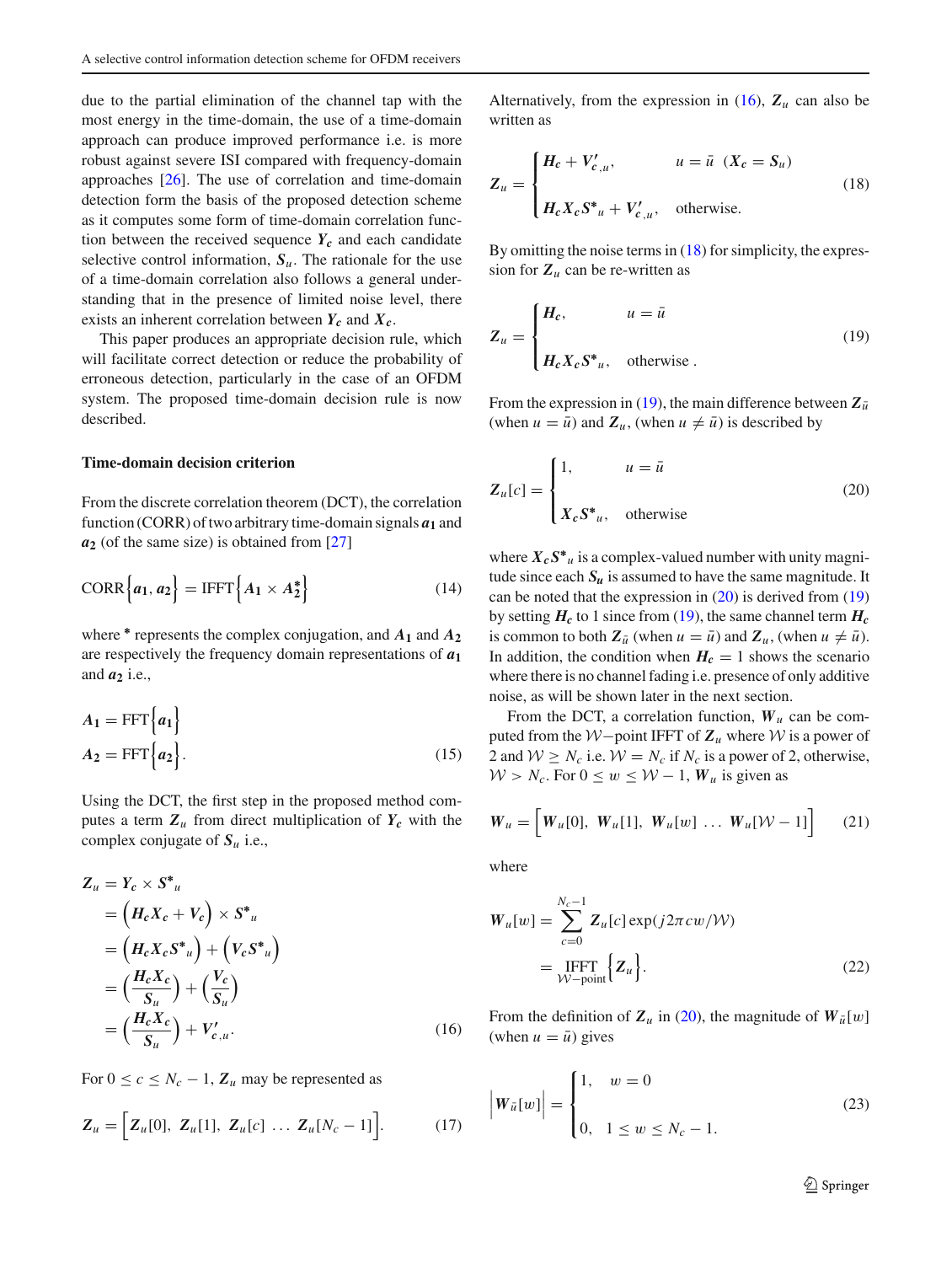due to the partial elimination of the channel tap with the most energy in the time-domain, the use of a time-domain approach can produce improved performance i.e. is more robust against severe ISI compared with frequency-domain approaches [26]. The use of correlation and time-domain detection form the basis of the proposed detection scheme as it computes some form of time-domain correlation function between the received sequence $\boldsymbol{Y_c}$ and each candidate selective control information, $\boldsymbol{S}_u$. The rationale for the use of a time-domain correlation also follows a general understanding that in the presence of limited noise level, there exists an inherent correlation between $\boldsymbol{Y_c}$ and $\boldsymbol{X_c}$.

This paper produces an appropriate decision rule, which will facilitate correct detection or reduce the probability of erroneous detection, particularly in the case of an OFDM system. The proposed time-domain decision rule is now described.

### Time-domain decision criterion

From the discrete correlation theorem (DCT), the correlation function (CORR) of two arbitrary time-domain signals $\boldsymbol{a_1}$ and $\boldsymbol{a_2}$ (of the same size) is obtained from [27]

$$
\text{CORR}\Big\{\boldsymbol{a_1}, \boldsymbol{a_2}\Big\} = \text{IFFT}\Big\{\boldsymbol{A_1} \times \boldsymbol{A_2^*}\Big\} \tag{14}
$$

where $^*$ represents the complex conjugation, and $\boldsymbol{A_1}$ and $\boldsymbol{A_2}$ are respectively the frequency domain representations of $\boldsymbol{a_1}$ and $\boldsymbol{a_2}$ i.e.,

$$
\begin{aligned}
\boldsymbol{A_1} &= \text{FFT}\Big\{\boldsymbol{a_1}\Big\} \\
\boldsymbol{A_2} &= \text{FFT}\Big\{\boldsymbol{a_2}\Big\}.
\end{aligned} \tag{15}
$$

Using the DCT, the first step in the proposed method computes a term $\boldsymbol{Z}_u$ from direct multiplication of $\boldsymbol{Y_c}$ with the complex conjugate of $\boldsymbol{S}_u$ i.e.,

$$
\begin{aligned}
\boldsymbol{Z}_u &= \boldsymbol{Y_c} \times \boldsymbol{S^*}_u \\
&= \Big(\boldsymbol{H_c X_c} + \boldsymbol{V_c}\Big) \times \boldsymbol{S^*}_u \\
&= \Big(\boldsymbol{H_c X_c S^*}_u\Big) + \Big(\boldsymbol{V_c S^*}_u\Big) \\
&= \Big(\frac{\boldsymbol{H_c X_c}}{\boldsymbol{S}_u}\Big) + \Big(\frac{\boldsymbol{V_c}}{\boldsymbol{S}_u}\Big) \\
&= \Big(\frac{\boldsymbol{H_c X_c}}{\boldsymbol{S}_u}\Big) + \boldsymbol{V'_{c,u}}.
\end{aligned} \tag{16}
$$

For $0 \leq c \leq N_c - 1$, $\boldsymbol{Z}_u$ may be represented as

$$
\boldsymbol{Z}_u = \Big[\boldsymbol{Z}_u[0],\ \boldsymbol{Z}_u[1],\ \boldsymbol{Z}_u[c]\ \ldots\ \boldsymbol{Z}_u[N_c - 1]\Big]. \tag{17}
$$

Alternatively, from the expression in (16), $\boldsymbol{Z}_u$ can also be written as

$$
\boldsymbol{Z}_u = \begin{cases} \boldsymbol{H_c} + \boldsymbol{V'_{c,u}}, & u = \bar{u}\ \ (\boldsymbol{X_c} = \boldsymbol{S}_u) \\ \\ \boldsymbol{H_c X_c S^*}_u + \boldsymbol{V'_{c,u}}, & \text{otherwise.} \end{cases} \tag{18}
$$

By omitting the noise terms in (18) for simplicity, the expression for $\boldsymbol{Z}_u$ can be re-written as

$$
\boldsymbol{Z}_u = \begin{cases} \boldsymbol{H_c}, & u = \bar{u} \\ \\ \boldsymbol{H_c X_c S^*}_u, & \text{otherwise .} \end{cases} \tag{19}
$$

From the expression in (19), the main difference between $\boldsymbol{Z}_{\bar{u}}$ (when $u = \bar{u}$) and $\boldsymbol{Z}_u$, (when $u \neq \bar{u}$) is described by

$$
\boldsymbol{Z}_u[c] = \begin{cases} 1, & u = \bar{u} \\ \\ \boldsymbol{X_c S^*}_u, & \text{otherwise} \end{cases} \tag{20}
$$

where $\boldsymbol{X_c S^*}_u$ is a complex-valued number with unity magnitude since each $\boldsymbol{S_u}$ is assumed to have the same magnitude. It can be noted that the expression in (20) is derived from (19) by setting $\boldsymbol{H_c}$ to 1 since from (19), the same channel term $\boldsymbol{H_c}$ is common to both $\boldsymbol{Z}_{\bar{u}}$ (when $u = \bar{u}$) and $\boldsymbol{Z}_u$, (when $u \neq \bar{u}$). In addition, the condition when $\boldsymbol{H_c} = 1$ shows the scenario where there is no channel fading i.e. presence of only additive noise, as will be shown later in the next section.

From the DCT, a correlation function, $\boldsymbol{W}_u$ can be computed from the $\mathcal{W}-$point IFFT of $\boldsymbol{Z}_u$ where $\mathcal{W}$ is a power of 2 and $\mathcal{W} \geq N_c$ i.e. $\mathcal{W} = N_c$ if $N_c$ is a power of 2, otherwise, $\mathcal{W} > N_c$. For $0 \leq w \leq \mathcal{W} - 1$, $\boldsymbol{W}_u$ is given as

$$
\boldsymbol{W}_u = \Big[\boldsymbol{W}_u[0],\ \boldsymbol{W}_u[1],\ \boldsymbol{W}_u[w]\ \ldots\ \boldsymbol{W}_u[\mathcal{W} - 1]\Big] \tag{21}
$$

where

$$
\begin{aligned}
\boldsymbol{W}_u[w] &= \sum_{c=0}^{N_c - 1} \boldsymbol{Z}_u[c] \exp(j2\pi cw/\mathcal{W}) \\
&= \underset{\mathcal{W}-\text{point}}{\text{IFFT}}\Big\{\boldsymbol{Z}_u\Big\}.
\end{aligned} \tag{22}
$$

From the definition of $\boldsymbol{Z}_u$ in (20), the magnitude of $\boldsymbol{W}_{\bar{u}}[w]$ (when $u = \bar{u}$) gives

$$
\Big|\boldsymbol{W}_{\bar{u}}[w]\Big| = \begin{cases} 1, & w = 0 \\ \\ 0, & 1 \leq w \leq N_c - 1. \end{cases} \tag{23}
$$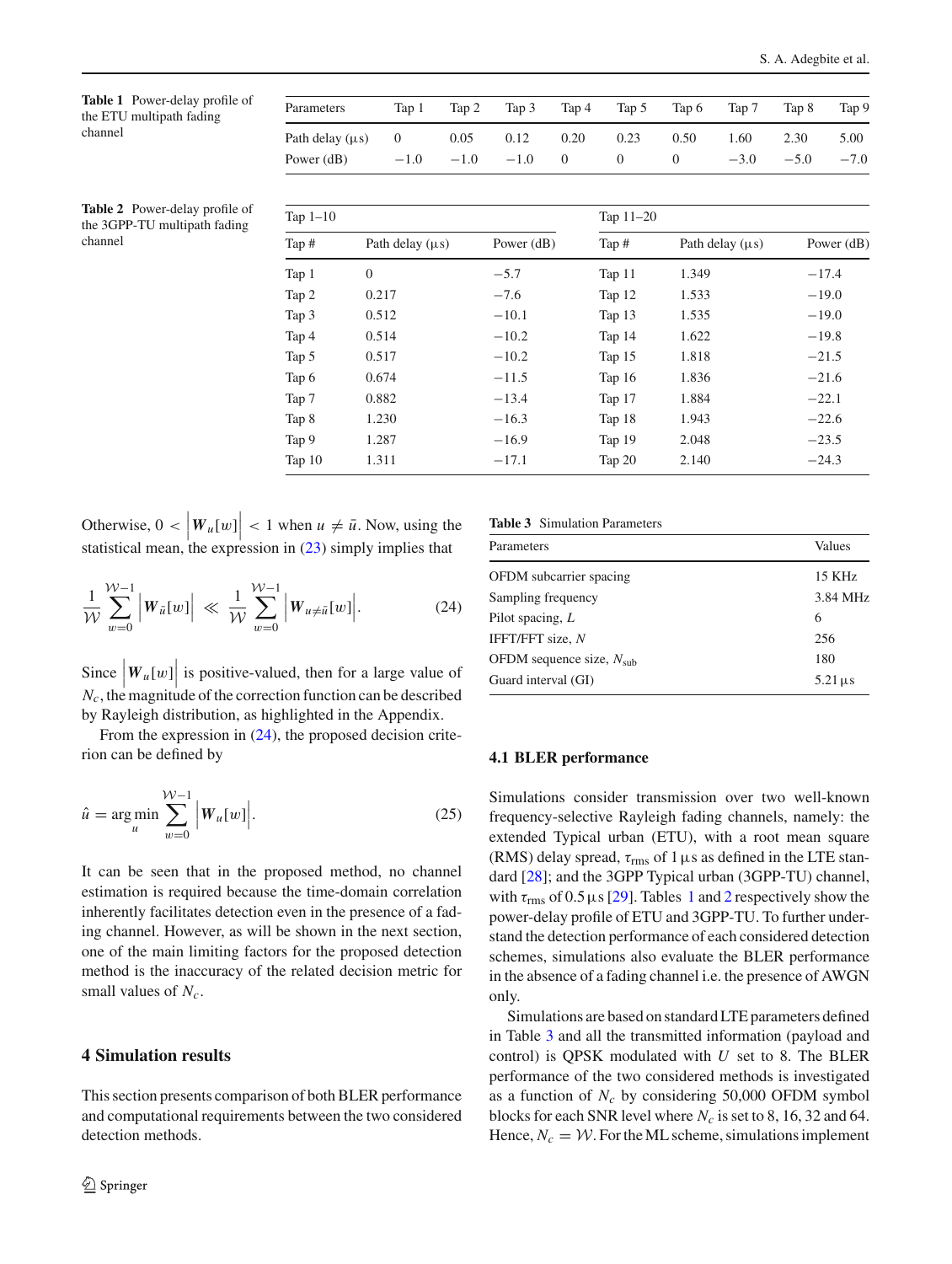**Table 1** Power-delay profile of the ETU multipath fading channel

| Parameters | Tap 1 | Tap 2 | Tap 3 | Tap 4 | Tap 5 | Tap 6 | Tap 7 | Tap 8 | Tap 9 |
|---|---|---|---|---|---|---|---|---|---|
| Path delay (μs) | 0 | 0.05 | 0.12 | 0.20 | 0.23 | 0.50 | 1.60 | 2.30 | 5.00 |
| Power (dB) | −1.0 | −1.0 | −1.0 | 0 | 0 | 0 | −3.0 | −5.0 | −7.0 |

**Table 2** Power-delay profile of the 3GPP-TU multipath fading channel

| Tap 1–10 | | | Tap 11–20 | | |
|---|---|---|---|---|---|
| Tap # | Path delay (μs) | Power (dB) | Tap # | Path delay (μs) | Power (dB) |
| Tap 1 | 0 | −5.7 | Tap 11 | 1.349 | −17.4 |
| Tap 2 | 0.217 | −7.6 | Tap 12 | 1.533 | −19.0 |
| Tap 3 | 0.512 | −10.1 | Tap 13 | 1.535 | −19.0 |
| Tap 4 | 0.514 | −10.2 | Tap 14 | 1.622 | −19.8 |
| Tap 5 | 0.517 | −10.2 | Tap 15 | 1.818 | −21.5 |
| Tap 6 | 0.674 | −11.5 | Tap 16 | 1.836 | −21.6 |
| Tap 7 | 0.882 | −13.4 | Tap 17 | 1.884 | −22.1 |
| Tap 8 | 1.230 | −16.3 | Tap 18 | 1.943 | −22.6 |
| Tap 9 | 1.287 | −16.9 | Tap 19 | 2.048 | −23.5 |
| Tap 10 | 1.311 | −17.1 | Tap 20 | 2.140 | −24.3 |

Otherwise, $0 < \left|\boldsymbol{W}_u[w]\right| < 1$ when $u \neq \bar{u}$. Now, using the statistical mean, the expression in (23) simply implies that

$$\frac{1}{\mathcal{W}} \sum_{w=0}^{\mathcal{W}-1} \left|\boldsymbol{W}_{\bar{u}}[w]\right| \ll \frac{1}{\mathcal{W}} \sum_{w=0}^{\mathcal{W}-1} \left|\boldsymbol{W}_{u \neq \bar{u}}[w]\right|. \tag{24}$$

Since $\left|\boldsymbol{W}_u[w]\right|$ is positive-valued, then for a large value of $N_c$, the magnitude of the correction function can be described by Rayleigh distribution, as highlighted in the Appendix.

From the expression in (24), the proposed decision criterion can be defined by

$$\hat{u} = \arg\min_{u} \sum_{w=0}^{\mathcal{W}-1} \left|\boldsymbol{W}_u[w]\right|. \tag{25}$$

It can be seen that in the proposed method, no channel estimation is required because the time-domain correlation inherently facilitates detection even in the presence of a fading channel. However, as will be shown in the next section, one of the main limiting factors for the proposed detection method is the inaccuracy of the related decision metric for small values of $N_c$.

## 4 Simulation results

This section presents comparison of both BLER performance and computational requirements between the two considered detection methods.

**Table 3** Simulation Parameters

| Parameters | Values |
|---|---|
| OFDM subcarrier spacing | 15 KHz |
| Sampling frequency | 3.84 MHz |
| Pilot spacing, $L$ | 6 |
| IFFT/FFT size, $N$ | 256 |
| OFDM sequence size, $N_{\text{sub}}$ | 180 |
| Guard interval (GI) | 5.21 μs |

### 4.1 BLER performance

Simulations consider transmission over two well-known frequency-selective Rayleigh fading channels, namely: the extended Typical urban (ETU), with a root mean square (RMS) delay spread, $\tau_{\text{rms}}$ of 1 μs as defined in the LTE standard [28]; and the 3GPP Typical urban (3GPP-TU) channel, with $\tau_{\text{rms}}$ of 0.5 μs [29]. Tables 1 and 2 respectively show the power-delay profile of ETU and 3GPP-TU. To further understand the detection performance of each considered detection schemes, simulations also evaluate the BLER performance in the absence of a fading channel i.e. the presence of AWGN only.

Simulations are based on standard LTE parameters defined in Table 3 and all the transmitted information (payload and control) is QPSK modulated with $U$ set to 8. The BLER performance of the two considered methods is investigated as a function of $N_c$ by considering 50,000 OFDM symbol blocks for each SNR level where $N_c$ is set to 8, 16, 32 and 64. Hence, $N_c = \mathcal{W}$. For the ML scheme, simulations implement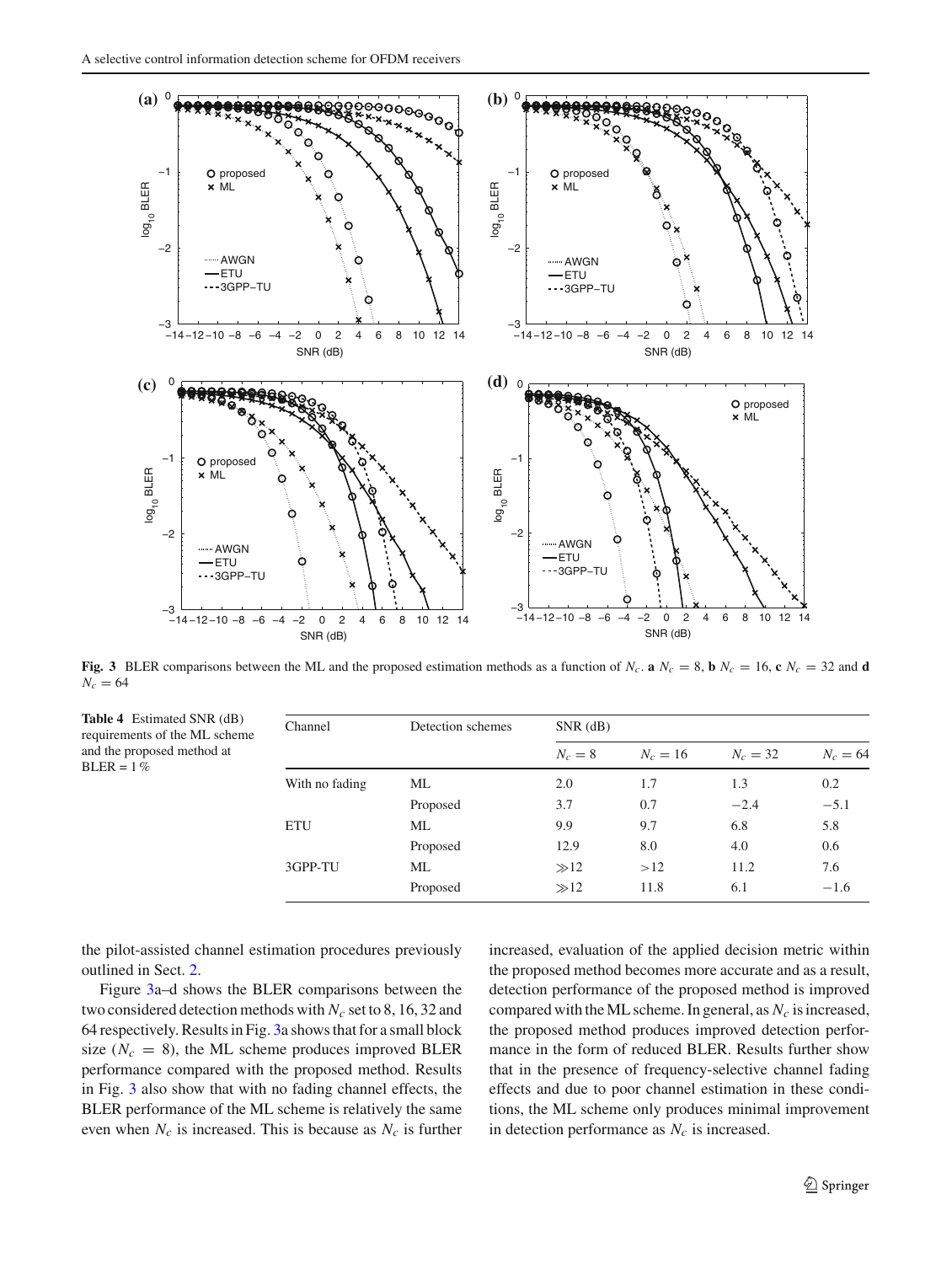**Fig. 3** BLER comparisons between the ML and the proposed estimation methods as a function of $N_c$. **a** $N_c = 8$, **b** $N_c = 16$, **c** $N_c = 32$ and **d** $N_c = 64$

**Table 4** Estimated SNR (dB) requirements of the ML scheme and the proposed method at BLER = 1 %

| Channel | Detection schemes | SNR (dB) | | | |
|---|---|---|---|---|---|
| | | $N_c = 8$ | $N_c = 16$ | $N_c = 32$ | $N_c = 64$ |
| With no fading | ML | 2.0 | 1.7 | 1.3 | 0.2 |
| | Proposed | 3.7 | 0.7 | −2.4 | −5.1 |
| ETU | ML | 9.9 | 9.7 | 6.8 | 5.8 |
| | Proposed | 12.9 | 8.0 | 4.0 | 0.6 |
| 3GPP-TU | ML | ≫12 | >12 | 11.2 | 7.6 |
| | Proposed | ≫12 | 11.8 | 6.1 | −1.6 |

the pilot-assisted channel estimation procedures previously outlined in Sect. 2.

Figure 3a–d shows the BLER comparisons between the two considered detection methods with $N_c$ set to 8, 16, 32 and 64 respectively. Results in Fig. 3a shows that for a small block size ($N_c = 8$), the ML scheme produces improved BLER performance compared with the proposed method. Results in Fig. 3 also show that with no fading channel effects, the BLER performance of the ML scheme is relatively the same even when $N_c$ is increased. This is because as $N_c$ is further increased, evaluation of the applied decision metric within the proposed method becomes more accurate and as a result, detection performance of the proposed method is improved compared with the ML scheme. In general, as $N_c$ is increased, the proposed method produces improved detection performance in the form of reduced BLER. Results further show that in the presence of frequency-selective channel fading effects and due to poor channel estimation in these conditions, the ML scheme only produces minimal improvement in detection performance as $N_c$ is increased.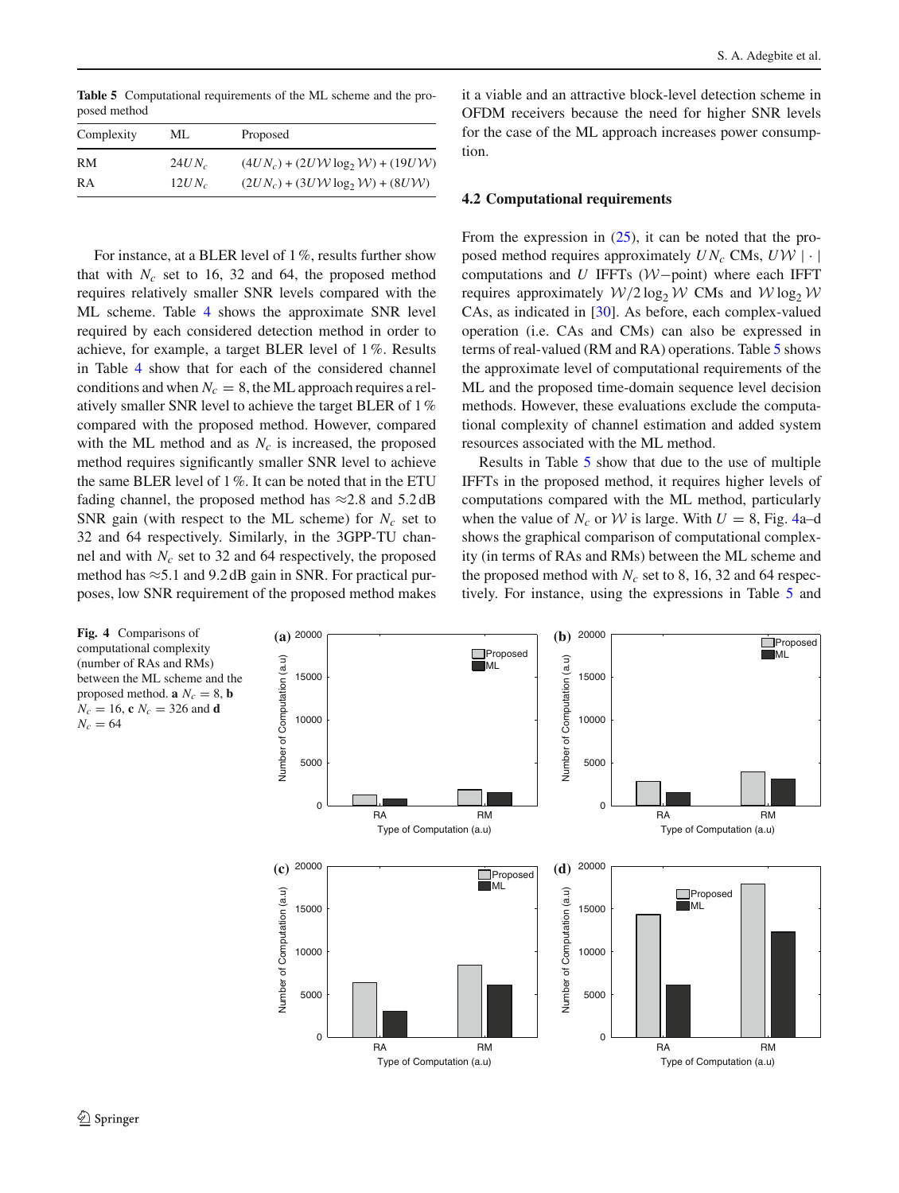**Table 5** Computational requirements of the ML scheme and the proposed method

| Complexity | ML | Proposed |
|---|---|---|
| RM | $24UN_c$ | $(4UN_c) + (2U\mathcal{W}\log_2\mathcal{W}) + (19U\mathcal{W})$ |
| RA | $12UN_c$ | $(2UN_c) + (3U\mathcal{W}\log_2\mathcal{W}) + (8U\mathcal{W})$ |

For instance, at a BLER level of 1 %, results further show that with $N_c$ set to 16, 32 and 64, the proposed method requires relatively smaller SNR levels compared with the ML scheme. Table 4 shows the approximate SNR level required by each considered detection method in order to achieve, for example, a target BLER level of 1 %. Results in Table 4 show that for each of the considered channel conditions and when $N_c = 8$, the ML approach requires a relatively smaller SNR level to achieve the target BLER of 1 % compared with the proposed method. However, compared with the ML method and as $N_c$ is increased, the proposed method requires significantly smaller SNR level to achieve the same BLER level of 1 %. It can be noted that in the ETU fading channel, the proposed method has ≈2.8 and 5.2 dB SNR gain (with respect to the ML scheme) for $N_c$ set to 32 and 64 respectively. Similarly, in the 3GPP-TU channel and with $N_c$ set to 32 and 64 respectively, the proposed method has ≈5.1 and 9.2 dB gain in SNR. For practical purposes, low SNR requirement of the proposed method makes it a viable and an attractive block-level detection scheme in OFDM receivers because the need for higher SNR levels for the case of the ML approach increases power consumption.

### 4.2 Computational requirements

From the expression in (25), it can be noted that the proposed method requires approximately $UN_c$ CMs, $U\mathcal{W}\ |\cdot|$ computations and $U$ IFFTs ($\mathcal{W}-$point) where each IFFT requires approximately $\mathcal{W}/2\log_2\mathcal{W}$ CMs and $\mathcal{W}\log_2\mathcal{W}$ CAs, as indicated in [30]. As before, each complex-valued operation (i.e. CAs and CMs) can also be expressed in terms of real-valued (RM and RA) operations. Table 5 shows the approximate level of computational requirements of the ML and the proposed time-domain sequence level decision methods. However, these evaluations exclude the computational complexity of channel estimation and added system resources associated with the ML method.

Results in Table 5 show that due to the use of multiple IFFTs in the proposed method, it requires higher levels of computations compared with the ML method, particularly when the value of $N_c$ or $\mathcal{W}$ is large. With $U = 8$, Fig. 4a–d shows the graphical comparison of computational complexity (in terms of RAs and RMs) between the ML scheme and the proposed method with $N_c$ set to 8, 16, 32 and 64 respectively. For instance, using the expressions in Table 5 and

**Fig. 4** Comparisons of computational complexity (number of RAs and RMs) between the ML scheme and the proposed method. **a** $N_c = 8$, **b** $N_c = 16$, **c** $N_c = 326$ and **d** $N_c = 64$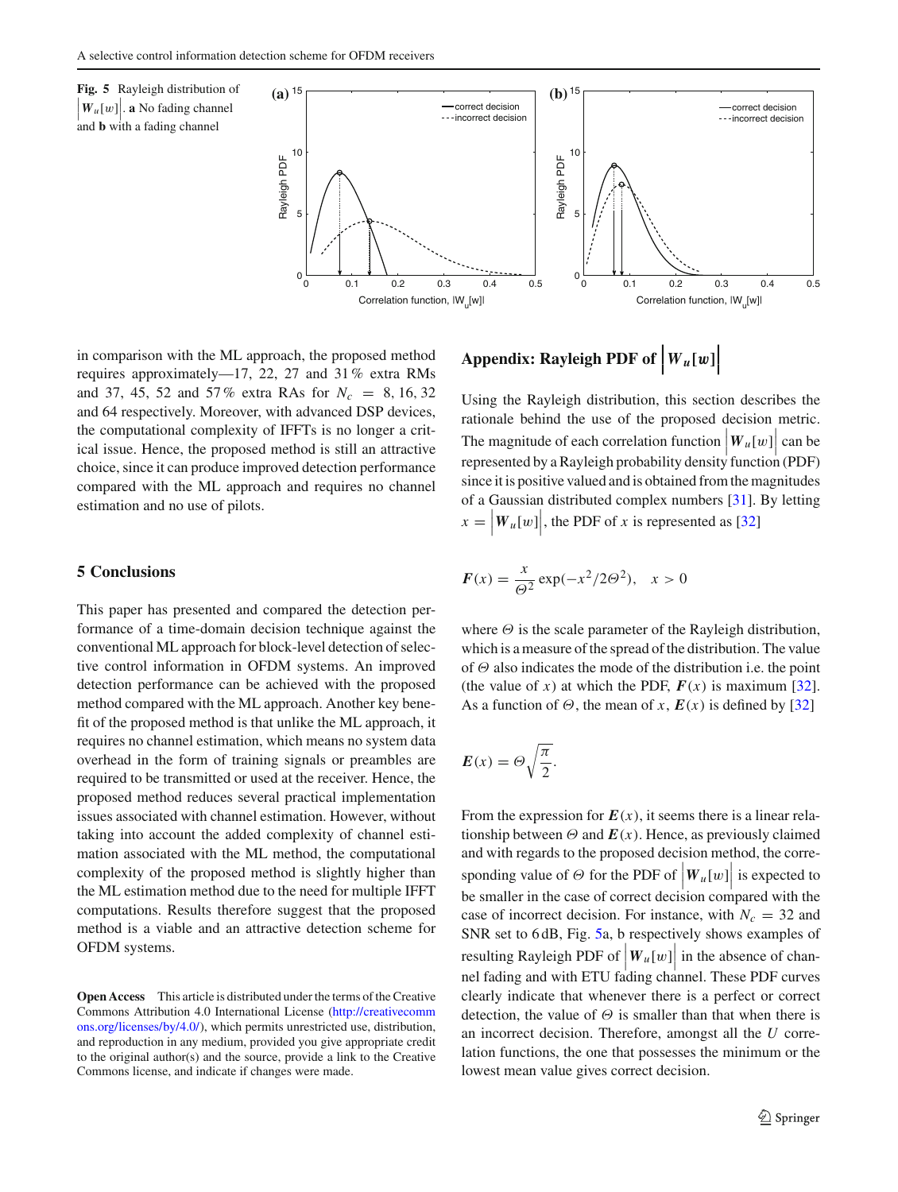**Fig. 5** Rayleigh distribution of $\left|W_u[w]\right|$. **a** No fading channel and **b** with a fading channel

in comparison with the ML approach, the proposed method requires approximately—17, 22, 27 and 31 % extra RMs and 37, 45, 52 and 57 % extra RAs for $N_c = 8, 16, 32$ and 64 respectively. Moreover, with advanced DSP devices, the computational complexity of IFFTs is no longer a critical issue. Hence, the proposed method is still an attractive choice, since it can produce improved detection performance compared with the ML approach and requires no channel estimation and no use of pilots.

## 5 Conclusions

This paper has presented and compared the detection performance of a time-domain decision technique against the conventional ML approach for block-level detection of selective control information in OFDM systems. An improved detection performance can be achieved with the proposed method compared with the ML approach. Another key benefit of the proposed method is that unlike the ML approach, it requires no channel estimation, which means no system data overhead in the form of training signals or preambles are required to be transmitted or used at the receiver. Hence, the proposed method reduces several practical implementation issues associated with channel estimation. However, without taking into account the added complexity of channel estimation associated with the ML method, the computational complexity of the proposed method is slightly higher than the ML estimation method due to the need for multiple IFFT computations. Results therefore suggest that the proposed method is a viable and an attractive detection scheme for OFDM systems.

**Open Access** This article is distributed under the terms of the Creative Commons Attribution 4.0 International License (http://creativecommons.org/licenses/by/4.0/), which permits unrestricted use, distribution, and reproduction in any medium, provided you give appropriate credit to the original author(s) and the source, provide a link to the Creative Commons license, and indicate if changes were made.

## Appendix: Rayleigh PDF of $\left|W_u[w]\right|$

Using the Rayleigh distribution, this section describes the rationale behind the use of the proposed decision metric. The magnitude of each correlation function $\left|W_u[w]\right|$ can be represented by a Rayleigh probability density function (PDF) since it is positive valued and is obtained from the magnitudes of a Gaussian distributed complex numbers [31]. By letting $x = \left|W_u[w]\right|$, the PDF of $x$ is represented as [32]

$$\boldsymbol{F}(x) = \frac{x}{\Theta^2}\exp(-x^2/2\Theta^2), \quad x > 0$$

where $\Theta$ is the scale parameter of the Rayleigh distribution, which is a measure of the spread of the distribution. The value of $\Theta$ also indicates the mode of the distribution i.e. the point (the value of $x$) at which the PDF, $\boldsymbol{F}(x)$ is maximum [32]. As a function of $\Theta$, the mean of $x$, $\boldsymbol{E}(x)$ is defined by [32]

$$\boldsymbol{E}(x) = \Theta\sqrt{\frac{\pi}{2}}.$$

From the expression for $\boldsymbol{E}(x)$, it seems there is a linear relationship between $\Theta$ and $\boldsymbol{E}(x)$. Hence, as previously claimed and with regards to the proposed decision method, the corresponding value of $\Theta$ for the PDF of $\left|W_u[w]\right|$ is expected to be smaller in the case of correct decision compared with the case of incorrect decision. For instance, with $N_c = 32$ and SNR set to 6 dB, Fig. 5a, b respectively shows examples of resulting Rayleigh PDF of $\left|W_u[w]\right|$ in the absence of channel fading and with ETU fading channel. These PDF curves clearly indicate that whenever there is a perfect or correct detection, the value of $\Theta$ is smaller than that when there is an incorrect decision. Therefore, amongst all the $U$ correlation functions, the one that possesses the minimum or the lowest mean value gives correct decision.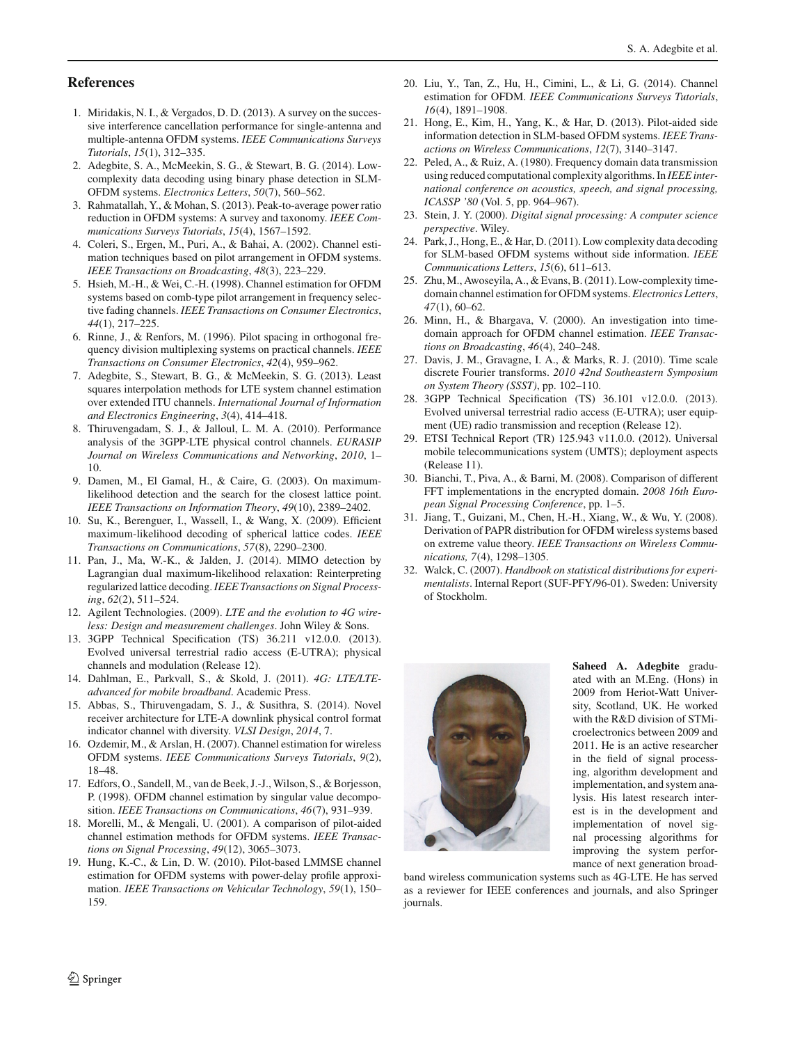## References

1. Miridakis, N. I., & Vergados, D. D. (2013). A survey on the successive interference cancellation performance for single-antenna and multiple-antenna OFDM systems. *IEEE Communications Surveys Tutorials*, *15*(1), 312–335.
2. Adegbite, S. A., McMeekin, S. G., & Stewart, B. G. (2014). Low-complexity data decoding using binary phase detection in SLM-OFDM systems. *Electronics Letters*, *50*(7), 560–562.
3. Rahmatallah, Y., & Mohan, S. (2013). Peak-to-average power ratio reduction in OFDM systems: A survey and taxonomy. *IEEE Communications Surveys Tutorials*, *15*(4), 1567–1592.
4. Coleri, S., Ergen, M., Puri, A., & Bahai, A. (2002). Channel estimation techniques based on pilot arrangement in OFDM systems. *IEEE Transactions on Broadcasting*, *48*(3), 223–229.
5. Hsieh, M.-H., & Wei, C.-H. (1998). Channel estimation for OFDM systems based on comb-type pilot arrangement in frequency selective fading channels. *IEEE Transactions on Consumer Electronics*, *44*(1), 217–225.
6. Rinne, J., & Renfors, M. (1996). Pilot spacing in orthogonal frequency division multiplexing systems on practical channels. *IEEE Transactions on Consumer Electronics*, *42*(4), 959–962.
7. Adegbite, S., Stewart, B. G., & McMeekin, S. G. (2013). Least squares interpolation methods for LTE system channel estimation over extended ITU channels. *International Journal of Information and Electronics Engineering*, *3*(4), 414–418.
8. Thiruvengadam, S. J., & Jalloul, L. M. A. (2010). Performance analysis of the 3GPP-LTE physical control channels. *EURASIP Journal on Wireless Communications and Networking*, *2010*, 1–10.
9. Damen, M., El Gamal, H., & Caire, G. (2003). On maximum-likelihood detection and the search for the closest lattice point. *IEEE Transactions on Information Theory*, *49*(10), 2389–2402.
10. Su, K., Berenguer, I., Wassell, I., & Wang, X. (2009). Efficient maximum-likelihood decoding of spherical lattice codes. *IEEE Transactions on Communications*, *57*(8), 2290–2300.
11. Pan, J., Ma, W.-K., & Jalden, J. (2014). MIMO detection by Lagrangian dual maximum-likelihood relaxation: Reinterpreting regularized lattice decoding. *IEEE Transactions on Signal Processing*, *62*(2), 511–524.
12. Agilent Technologies. (2009). *LTE and the evolution to 4G wireless: Design and measurement challenges*. John Wiley & Sons.
13. 3GPP Technical Specification (TS) 36.211 v12.0.0. (2013). Evolved universal terrestrial radio access (E-UTRA); physical channels and modulation (Release 12).
14. Dahlman, E., Parkvall, S., & Skold, J. (2011). *4G: LTE/LTE-advanced for mobile broadband*. Academic Press.
15. Abbas, S., Thiruvengadam, S. J., & Susithra, S. (2014). Novel receiver architecture for LTE-A downlink physical control format indicator channel with diversity. *VLSI Design*, *2014*, 7.
16. Ozdemir, M., & Arslan, H. (2007). Channel estimation for wireless OFDM systems. *IEEE Communications Surveys Tutorials*, *9*(2), 18–48.
17. Edfors, O., Sandell, M., van de Beek, J.-J., Wilson, S., & Borjesson, P. (1998). OFDM channel estimation by singular value decomposition. *IEEE Transactions on Communications*, *46*(7), 931–939.
18. Morelli, M., & Mengali, U. (2001). A comparison of pilot-aided channel estimation methods for OFDM systems. *IEEE Transactions on Signal Processing*, *49*(12), 3065–3073.
19. Hung, K.-C., & Lin, D. W. (2010). Pilot-based LMMSE channel estimation for OFDM systems with power-delay profile approximation. *IEEE Transactions on Vehicular Technology*, *59*(1), 150–159.
20. Liu, Y., Tan, Z., Hu, H., Cimini, L., & Li, G. (2014). Channel estimation for OFDM. *IEEE Communications Surveys Tutorials*, *16*(4), 1891–1908.
21. Hong, E., Kim, H., Yang, K., & Har, D. (2013). Pilot-aided side information detection in SLM-based OFDM systems. *IEEE Transactions on Wireless Communications*, *12*(7), 3140–3147.
22. Peled, A., & Ruiz, A. (1980). Frequency domain data transmission using reduced computational complexity algorithms. In *IEEE international conference on acoustics, speech, and signal processing, ICASSP '80* (Vol. 5, pp. 964–967).
23. Stein, J. Y. (2000). *Digital signal processing: A computer science perspective*. Wiley.
24. Park, J., Hong, E., & Har, D. (2011). Low complexity data decoding for SLM-based OFDM systems without side information. *IEEE Communications Letters*, *15*(6), 611–613.
25. Zhu, M., Awoseyila, A., & Evans, B. (2011). Low-complexity time-domain channel estimation for OFDM systems. *Electronics Letters*, *47*(1), 60–62.
26. Minn, H., & Bhargava, V. (2000). An investigation into time-domain approach for OFDM channel estimation. *IEEE Transactions on Broadcasting*, *46*(4), 240–248.
27. Davis, J. M., Gravagne, I. A., & Marks, R. J. (2010). Time scale discrete Fourier transforms. *2010 42nd Southeastern Symposium on System Theory (SSST)*, pp. 102–110.
28. 3GPP Technical Specification (TS) 36.101 v12.0.0. (2013). Evolved universal terrestrial radio access (E-UTRA); user equipment (UE) radio transmission and reception (Release 12).
29. ETSI Technical Report (TR) 125.943 v11.0.0. (2012). Universal mobile telecommunications system (UMTS); deployment aspects (Release 11).
30. Bianchi, T., Piva, A., & Barni, M. (2008). Comparison of different FFT implementations in the encrypted domain. *2008 16th European Signal Processing Conference*, pp. 1–5.
31. Jiang, T., Guizani, M., Chen, H.-H., Xiang, W., & Wu, Y. (2008). Derivation of PAPR distribution for OFDM wireless systems based on extreme value theory. *IEEE Transactions on Wireless Communications, 7*(4), 1298–1305.
32. Walck, C. (2007). *Handbook on statistical distributions for experimentalists*. Internal Report (SUF-PFY/96-01). Sweden: University of Stockholm.

**Saheed A. Adegbite** graduated with an M.Eng. (Hons) in 2009 from Heriot-Watt University, Scotland, UK. He worked with the R&D division of STMicroelectronics between 2009 and 2011. He is an active researcher in the field of signal processing, algorithm development and implementation, and system analysis. His latest research interest is in the development and implementation of novel signal processing algorithms for improving the system performance of next generation broadband wireless communication systems such as 4G-LTE. He has served as a reviewer for IEEE conferences and journals, and also Springer journals.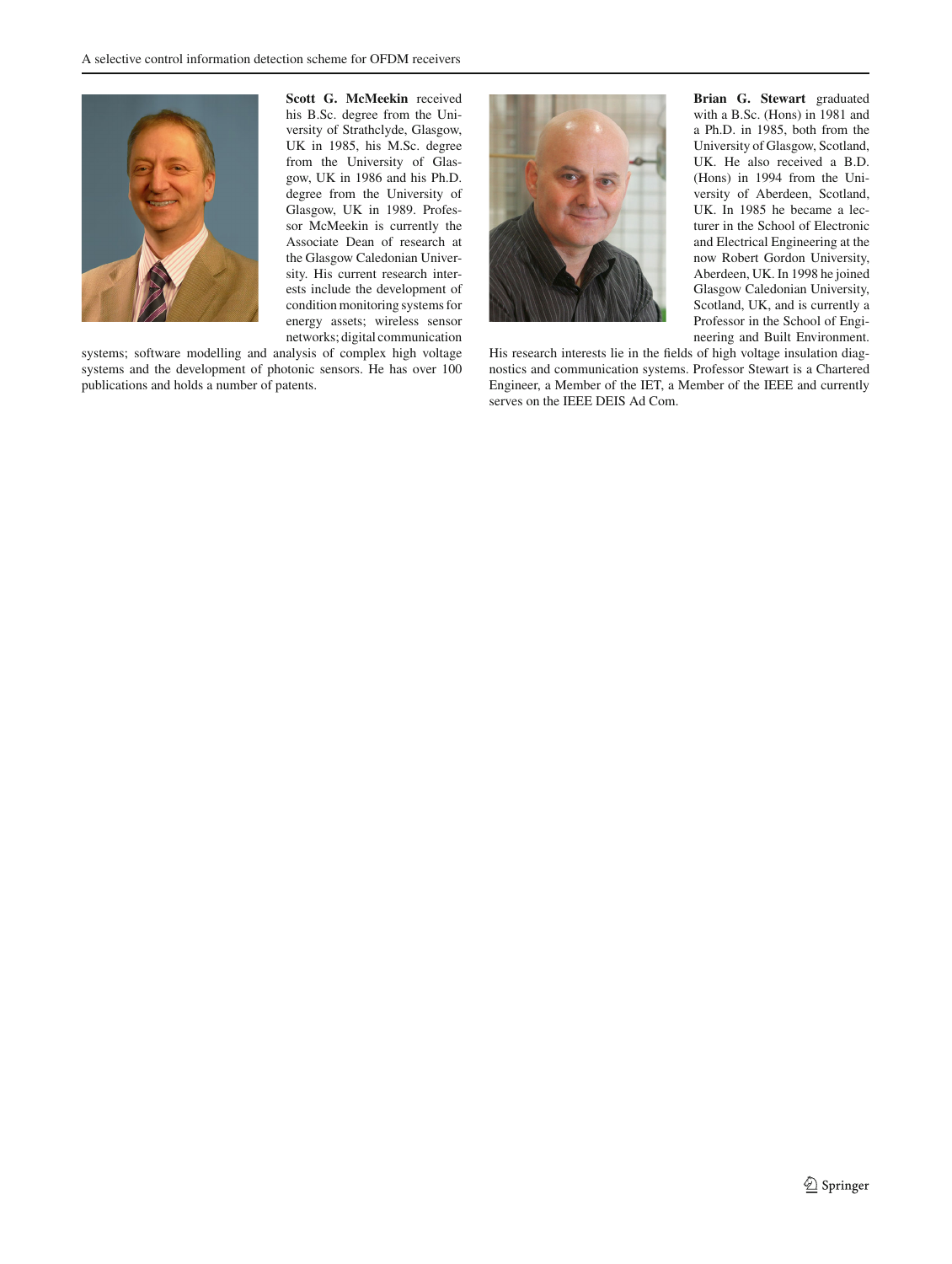**Scott G. McMeekin** received his B.Sc. degree from the University of Strathclyde, Glasgow, UK in 1985, his M.Sc. degree from the University of Glasgow, UK in 1986 and his Ph.D. degree from the University of Glasgow, UK in 1989. Professor McMeekin is currently the Associate Dean of research at the Glasgow Caledonian University. His current research interests include the development of condition monitoring systems for energy assets; wireless sensor networks; digital communication systems; software modelling and analysis of complex high voltage systems and the development of photonic sensors. He has over 100 publications and holds a number of patents.

**Brian G. Stewart** graduated with a B.Sc. (Hons) in 1981 and a Ph.D. in 1985, both from the University of Glasgow, Scotland, UK. He also received a B.D. (Hons) in 1994 from the University of Aberdeen, Scotland, UK. In 1985 he became a lecturer in the School of Electronic and Electrical Engineering at the now Robert Gordon University, Aberdeen, UK. In 1998 he joined Glasgow Caledonian University, Scotland, UK, and is currently a Professor in the School of Engineering and Built Environment. His research interests lie in the fields of high voltage insulation diagnostics and communication systems. Professor Stewart is a Chartered Engineer, a Member of the IET, a Member of the IEEE and currently serves on the IEEE DEIS Ad Com.